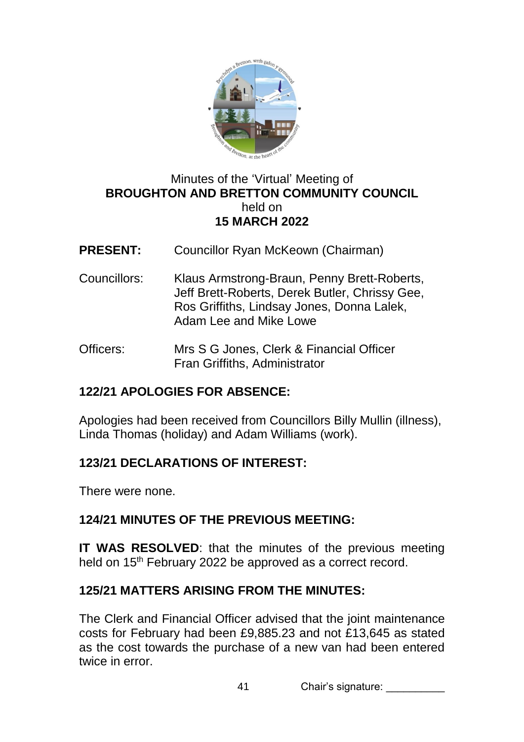Minutes of the 'Virtual' Meeting of

**BROUGHTON AND BRETTON COMMUNITY COUNCIL**

held on

**15 MARCH 2022**

**PRESENT:** Councillor Ryan McKeown (Chairman)

Councillors: Klaus Armstrong-Braun, Penny Brett-Roberts, Jeff Brett-Roberts, Derek Butler, Chrissy Gee, Ros Griffiths, Lindsay Jones, Donna Lalek, Adam Lee and Mike Lowe

Officers: Mrs S G Jones, Clerk & Financial Officer
Fran Griffiths, Administrator

## 122/21 APOLOGIES FOR ABSENCE:

Apologies had been received from Councillors Billy Mullin (illness), Linda Thomas (holiday) and Adam Williams (work).

## 123/21 DECLARATIONS OF INTEREST:

There were none.

## 124/21 MINUTES OF THE PREVIOUS MEETING:

**IT WAS RESOLVED**: that the minutes of the previous meeting held on 15th February 2022 be approved as a correct record.

## 125/21 MATTERS ARISING FROM THE MINUTES:

The Clerk and Financial Officer advised that the joint maintenance costs for February had been £9,885.23 and not £13,645 as stated as the cost towards the purchase of a new van had been entered twice in error.

Chair's signature: __________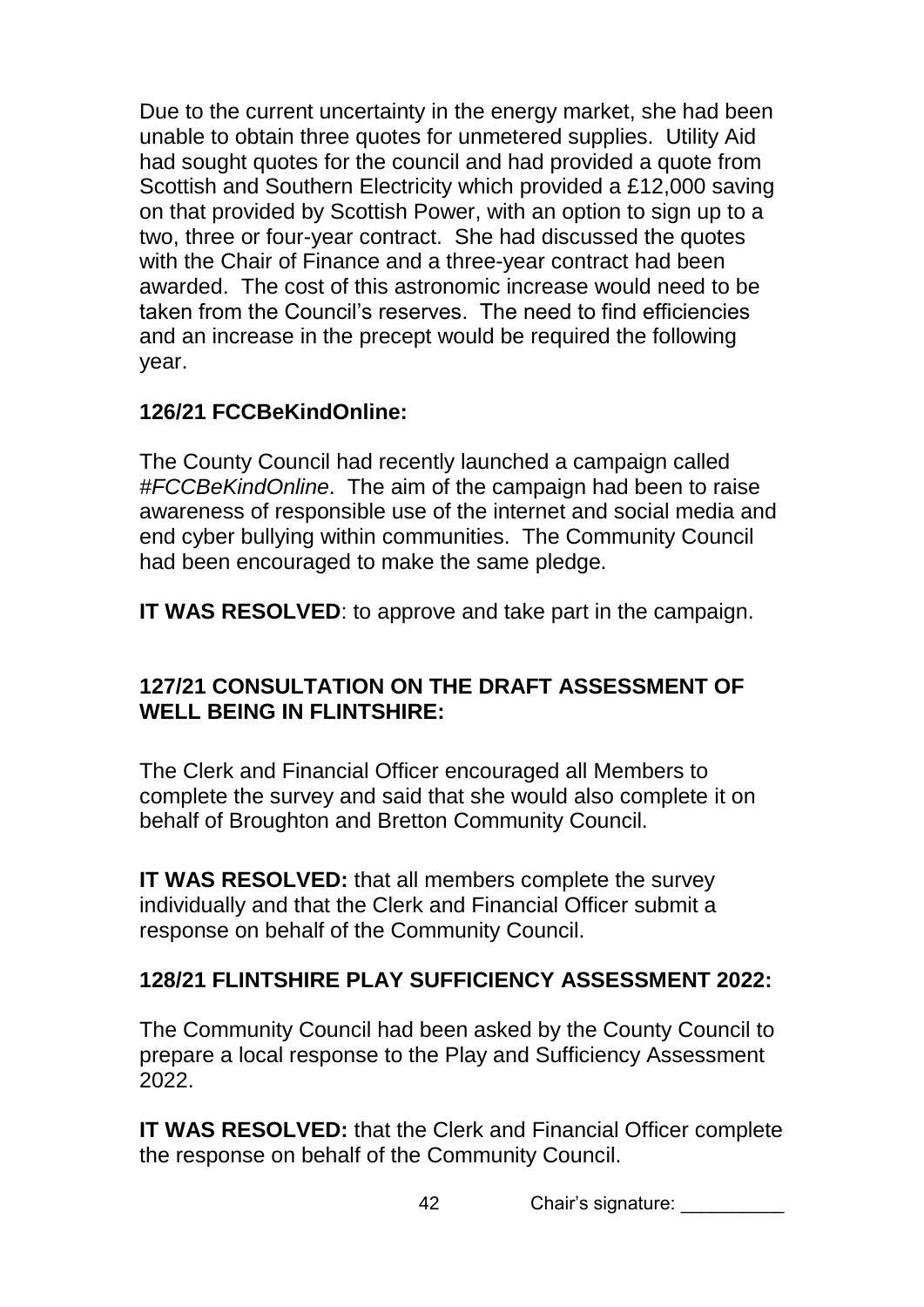Due to the current uncertainty in the energy market, she had been unable to obtain three quotes for unmetered supplies. Utility Aid had sought quotes for the council and had provided a quote from Scottish and Southern Electricity which provided a £12,000 saving on that provided by Scottish Power, with an option to sign up to a two, three or four-year contract. She had discussed the quotes with the Chair of Finance and a three-year contract had been awarded. The cost of this astronomic increase would need to be taken from the Council's reserves. The need to find efficiencies and an increase in the precept would be required the following year.

**126/21 FCCBeKindOnline:**

The County Council had recently launched a campaign called *#FCCBeKindOnline*. The aim of the campaign had been to raise awareness of responsible use of the internet and social media and end cyber bullying within communities. The Community Council had been encouraged to make the same pledge.

**IT WAS RESOLVED**: to approve and take part in the campaign.

**127/21 CONSULTATION ON THE DRAFT ASSESSMENT OF WELL BEING IN FLINTSHIRE:**

The Clerk and Financial Officer encouraged all Members to complete the survey and said that she would also complete it on behalf of Broughton and Bretton Community Council.

**IT WAS RESOLVED:** that all members complete the survey individually and that the Clerk and Financial Officer submit a response on behalf of the Community Council.

**128/21 FLINTSHIRE PLAY SUFFICIENCY ASSESSMENT 2022:**

The Community Council had been asked by the County Council to prepare a local response to the Play and Sufficiency Assessment 2022.

**IT WAS RESOLVED:** that the Clerk and Financial Officer complete the response on behalf of the Community Council.

Chair's signature: __________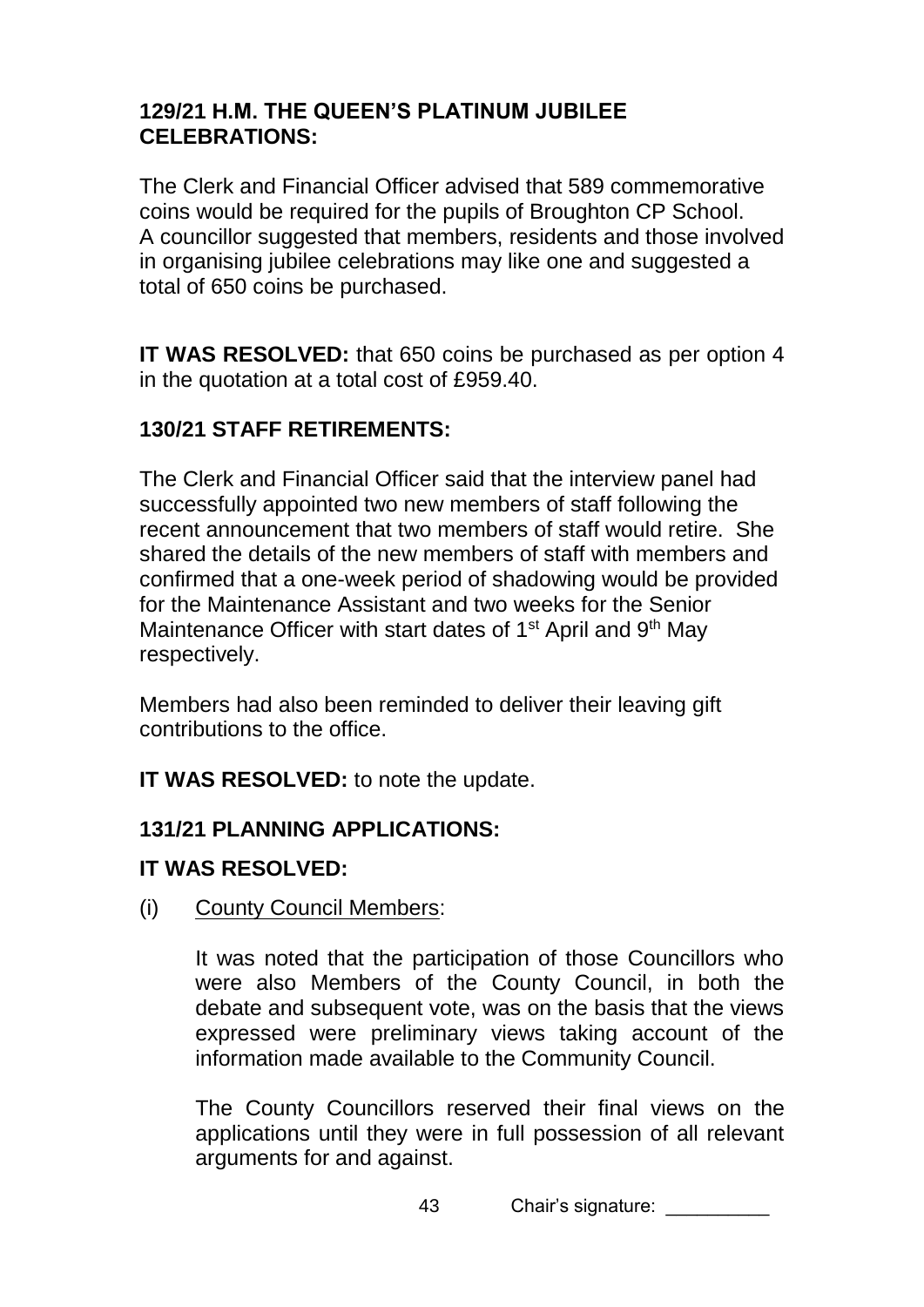## 129/21 H.M. THE QUEEN'S PLATINUM JUBILEE CELEBRATIONS:

The Clerk and Financial Officer advised that 589 commemorative coins would be required for the pupils of Broughton CP School. A councillor suggested that members, residents and those involved in organising jubilee celebrations may like one and suggested a total of 650 coins be purchased.

**IT WAS RESOLVED:** that 650 coins be purchased as per option 4 in the quotation at a total cost of £959.40.

## 130/21 STAFF RETIREMENTS:

The Clerk and Financial Officer said that the interview panel had successfully appointed two new members of staff following the recent announcement that two members of staff would retire. She shared the details of the new members of staff with members and confirmed that a one-week period of shadowing would be provided for the Maintenance Assistant and two weeks for the Senior Maintenance Officer with start dates of 1st April and 9th May respectively.

Members had also been reminded to deliver their leaving gift contributions to the office.

**IT WAS RESOLVED:** to note the update.

## 131/21 PLANNING APPLICATIONS:

**IT WAS RESOLVED:**

(i) <u>County Council Members</u>:

It was noted that the participation of those Councillors who were also Members of the County Council, in both the debate and subsequent vote, was on the basis that the views expressed were preliminary views taking account of the information made available to the Community Council.

The County Councillors reserved their final views on the applications until they were in full possession of all relevant arguments for and against.

Chair's signature: __________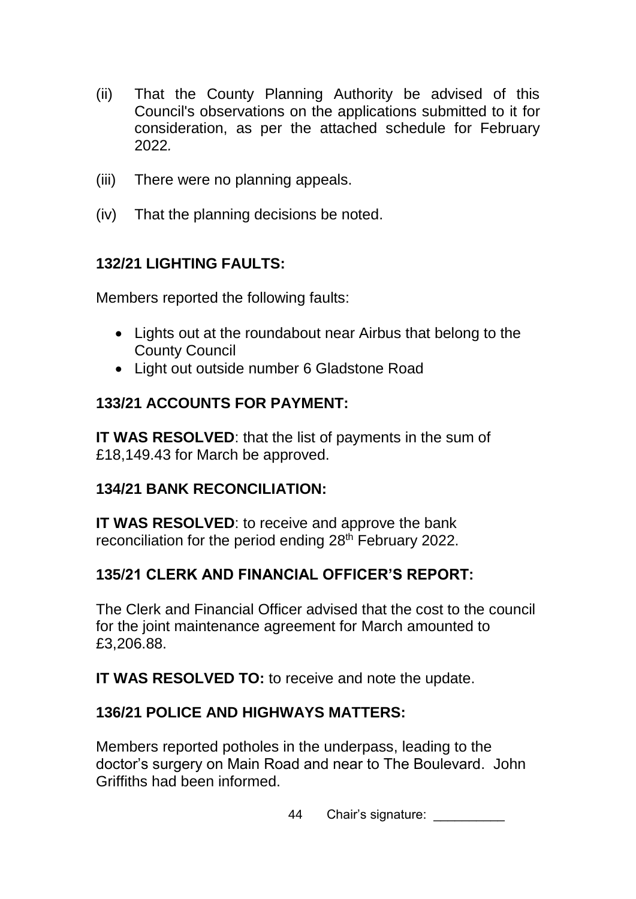(ii) That the County Planning Authority be advised of this Council's observations on the applications submitted to it for consideration, as per the attached schedule for February 2022*.*

(iii) There were no planning appeals.

(iv) That the planning decisions be noted.

**132/21 LIGHTING FAULTS:**

Members reported the following faults:

- Lights out at the roundabout near Airbus that belong to the County Council
- Light out outside number 6 Gladstone Road

**133/21 ACCOUNTS FOR PAYMENT:**

**IT WAS RESOLVED**: that the list of payments in the sum of £18,149.43 for March be approved.

**134/21 BANK RECONCILIATION:**

**IT WAS RESOLVED**: to receive and approve the bank reconciliation for the period ending 28th February 2022.

**135/21 CLERK AND FINANCIAL OFFICER'S REPORT:**

The Clerk and Financial Officer advised that the cost to the council for the joint maintenance agreement for March amounted to £3,206.88.

**IT WAS RESOLVED TO:** to receive and note the update.

**136/21 POLICE AND HIGHWAYS MATTERS:**

Members reported potholes in the underpass, leading to the doctor's surgery on Main Road and near to The Boulevard. John Griffiths had been informed.

Chair's signature: __________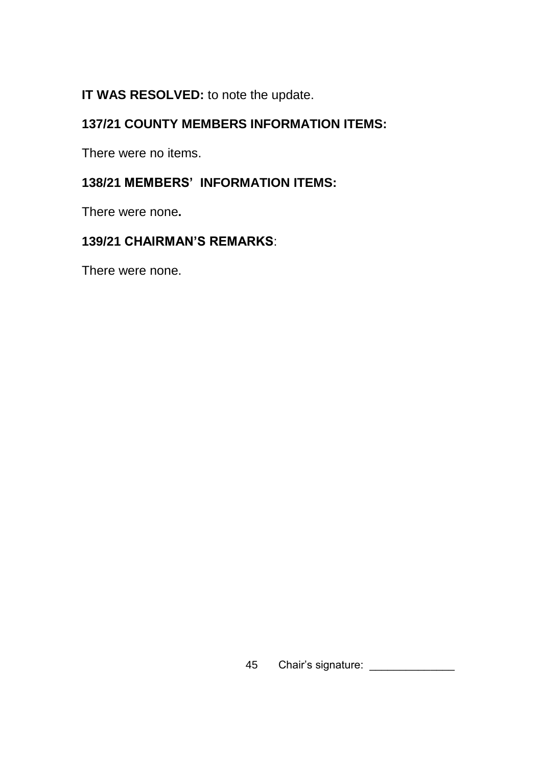**IT WAS RESOLVED:** to note the update.

**137/21 COUNTY MEMBERS INFORMATION ITEMS:**

There were no items.

**138/21 MEMBERS' INFORMATION ITEMS:**

There were none.

**139/21 CHAIRMAN'S REMARKS**:

There were none.

Chair's signature: ______________